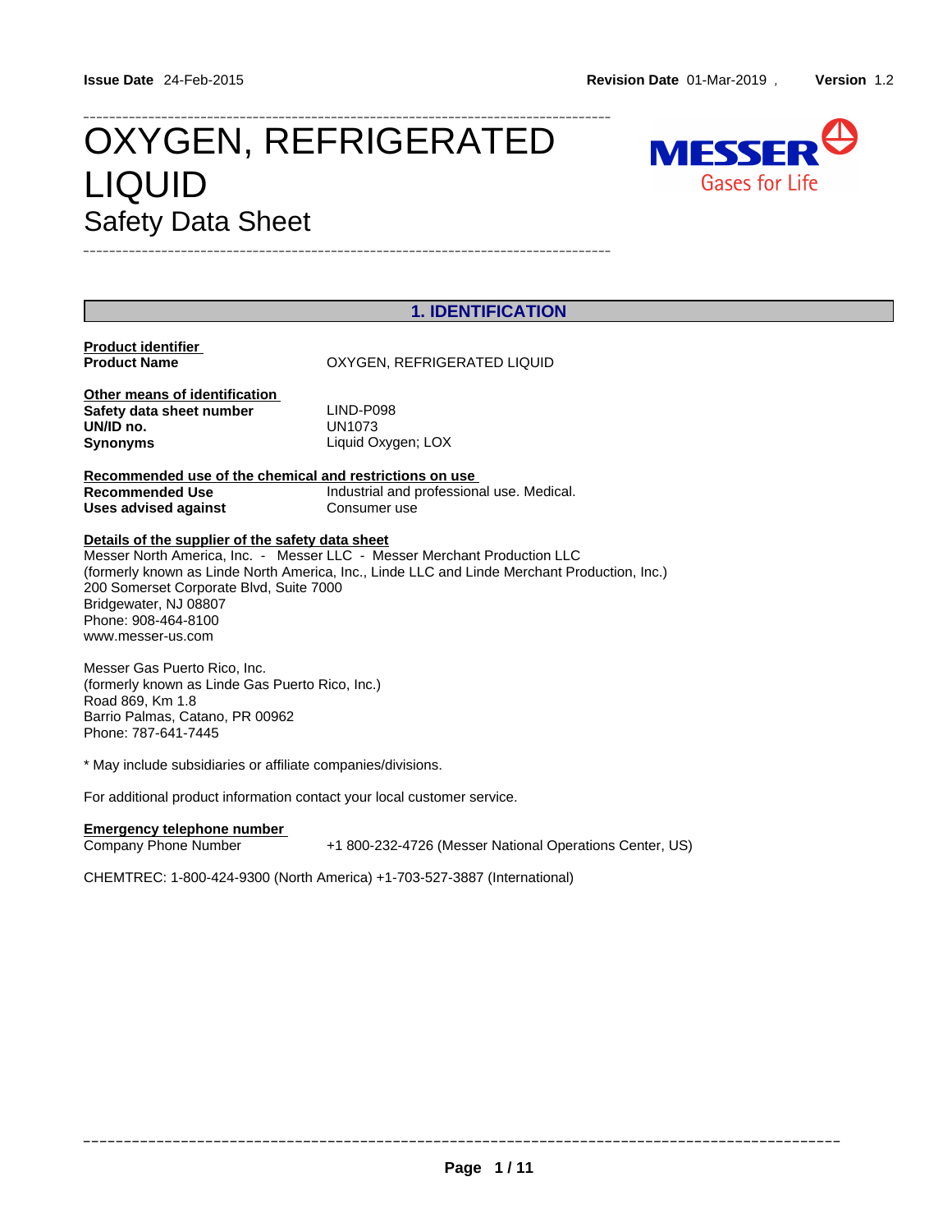Issue Date 24-Feb-2015 | Revision Date 01-Mar-2019 | Version 1.2

# OXYGEN, REFRIGERATED LIQUID

## Safety Data Sheet

## 1. IDENTIFICATION

**Product identifier**

| | |
|---|---|
| **Product Name** | OXYGEN, REFRIGERATED LIQUID |

**Other means of identification**

| | |
|---|---|
| **Safety data sheet number** | LIND-P098 |
| **UN/ID no.** | UN1073 |
| **Synonyms** | Liquid Oxygen; LOX |

**Recommended use of the chemical and restrictions on use**

| | |
|---|---|
| **Recommended Use** | Industrial and professional use. Medical. |
| **Uses advised against** | Consumer use |

**Details of the supplier of the safety data sheet**

Messer North America, Inc. - Messer LLC - Messer Merchant Production LLC
(formerly known as Linde North America, Inc., Linde LLC and Linde Merchant Production, Inc.)
200 Somerset Corporate Blvd, Suite 7000
Bridgewater, NJ 08807
Phone: 908-464-8100
www.messer-us.com

Messer Gas Puerto Rico, Inc.
(formerly known as Linde Gas Puerto Rico, Inc.)
Road 869, Km 1.8
Barrio Palmas, Catano, PR 00962
Phone: 787-641-7445

* May include subsidiaries or affiliate companies/divisions.

For additional product information contact your local customer service.

**Emergency telephone number**

Company Phone Number +1 800-232-4726 (Messer National Operations Center, US)

CHEMTREC: 1-800-424-9300 (North America) +1-703-527-3887 (International)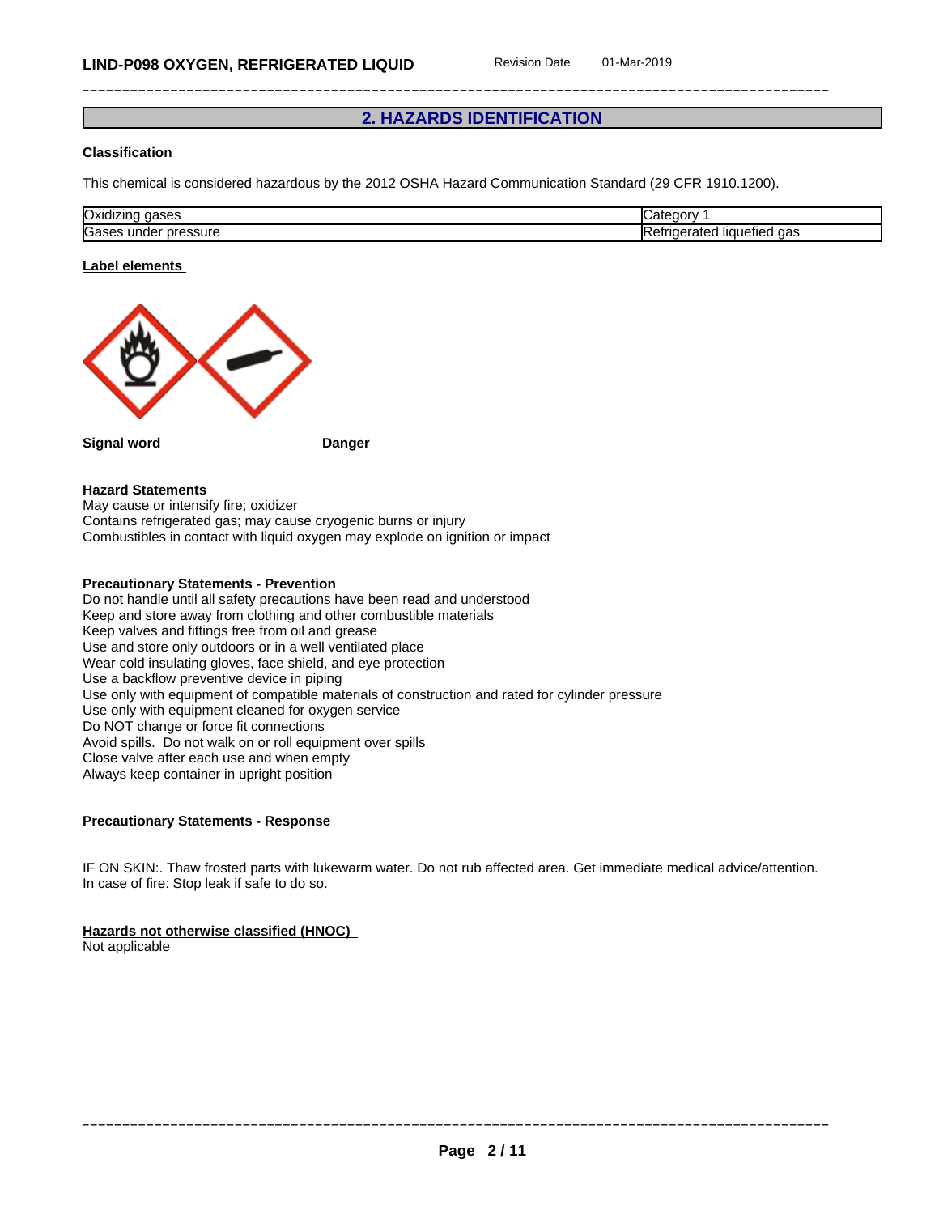## 2. HAZARDS IDENTIFICATION

### Classification

This chemical is considered hazardous by the 2012 OSHA Hazard Communication Standard (29 CFR 1910.1200).

| Oxidizing gases | Category 1 |
|---|---|
| Gases under pressure | Refrigerated liquefied gas |

### Label elements

**Signal word** **Danger**

**Hazard Statements**
May cause or intensify fire; oxidizer
Contains refrigerated gas; may cause cryogenic burns or injury
Combustibles in contact with liquid oxygen may explode on ignition or impact

**Precautionary Statements - Prevention**
Do not handle until all safety precautions have been read and understood
Keep and store away from clothing and other combustible materials
Keep valves and fittings free from oil and grease
Use and store only outdoors or in a well ventilated place
Wear cold insulating gloves, face shield, and eye protection
Use a backflow preventive device in piping
Use only with equipment of compatible materials of construction and rated for cylinder pressure
Use only with equipment cleaned for oxygen service
Do NOT change or force fit connections
Avoid spills. Do not walk on or roll equipment over spills
Close valve after each use and when empty
Always keep container in upright position

**Precautionary Statements - Response**

IF ON SKIN:. Thaw frosted parts with lukewarm water. Do not rub affected area. Get immediate medical advice/attention.
In case of fire: Stop leak if safe to do so.

### Hazards not otherwise classified (HNOC)
Not applicable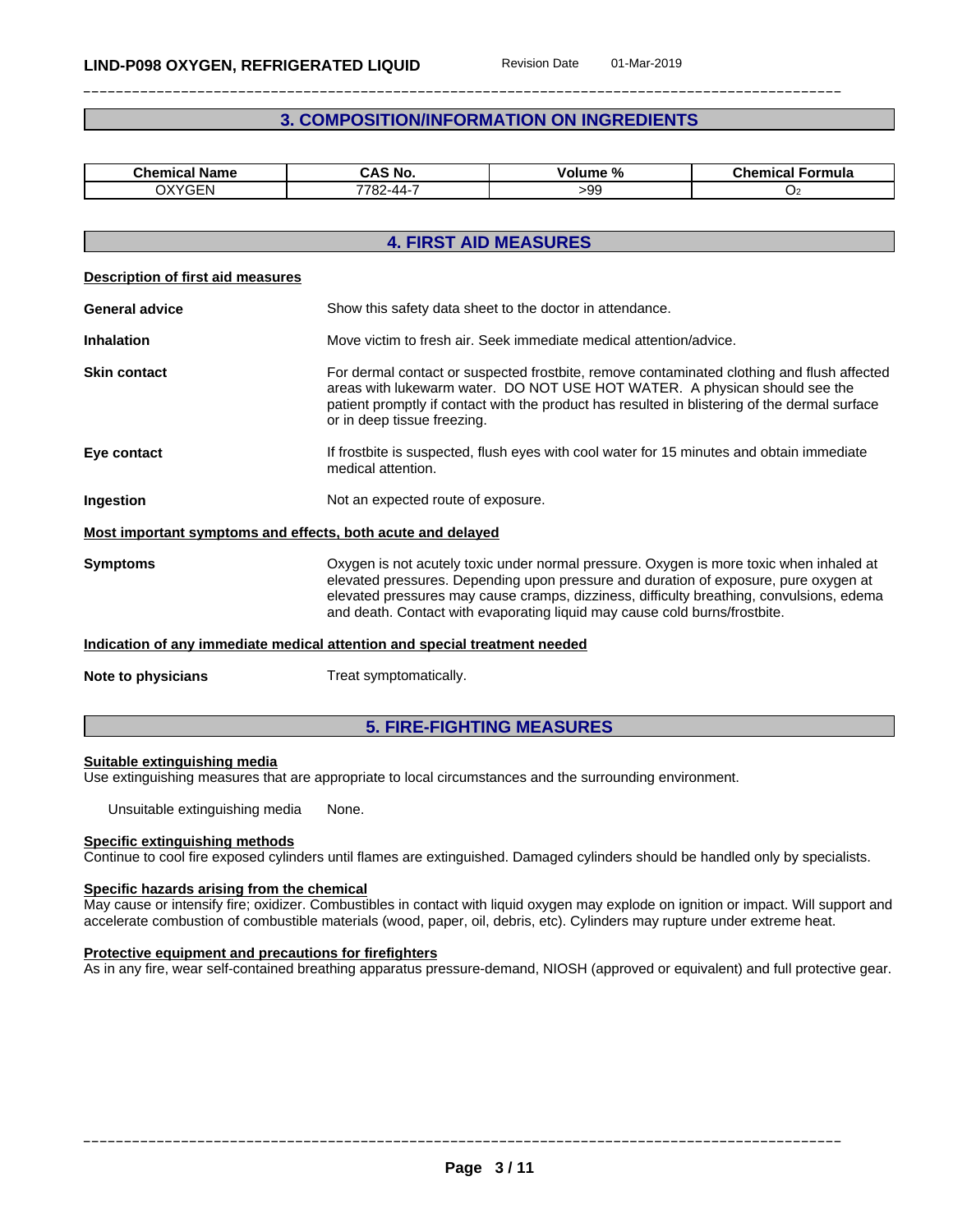## 3. COMPOSITION/INFORMATION ON INGREDIENTS

| Chemical Name | CAS No. | Volume % | Chemical Formula |
|---|---|---|---|
| OXYGEN | 7782-44-7 | >99 | $O_2$ |

## 4. FIRST AID MEASURES

**Description of first aid measures**

**General advice** Show this safety data sheet to the doctor in attendance.

**Inhalation** Move victim to fresh air. Seek immediate medical attention/advice.

**Skin contact** For dermal contact or suspected frostbite, remove contaminated clothing and flush affected areas with lukewarm water. DO NOT USE HOT WATER. A physican should see the patient promptly if contact with the product has resulted in blistering of the dermal surface or in deep tissue freezing.

**Eye contact** If frostbite is suspected, flush eyes with cool water for 15 minutes and obtain immediate medical attention.

**Ingestion** Not an expected route of exposure.

**Most important symptoms and effects, both acute and delayed**

**Symptoms** Oxygen is not acutely toxic under normal pressure. Oxygen is more toxic when inhaled at elevated pressures. Depending upon pressure and duration of exposure, pure oxygen at elevated pressures may cause cramps, dizziness, difficulty breathing, convulsions, edema and death. Contact with evaporating liquid may cause cold burns/frostbite.

**Indication of any immediate medical attention and special treatment needed**

**Note to physicians** Treat symptomatically.

## 5. FIRE-FIGHTING MEASURES

**Suitable extinguishing media**
Use extinguishing measures that are appropriate to local circumstances and the surrounding environment.

Unsuitable extinguishing media None.

**Specific extinguishing methods**
Continue to cool fire exposed cylinders until flames are extinguished. Damaged cylinders should be handled only by specialists.

**Specific hazards arising from the chemical**
May cause or intensify fire; oxidizer. Combustibles in contact with liquid oxygen may explode on ignition or impact. Will support and accelerate combustion of combustible materials (wood, paper, oil, debris, etc). Cylinders may rupture under extreme heat.

**Protective equipment and precautions for firefighters**
As in any fire, wear self-contained breathing apparatus pressure-demand, NIOSH (approved or equivalent) and full protective gear.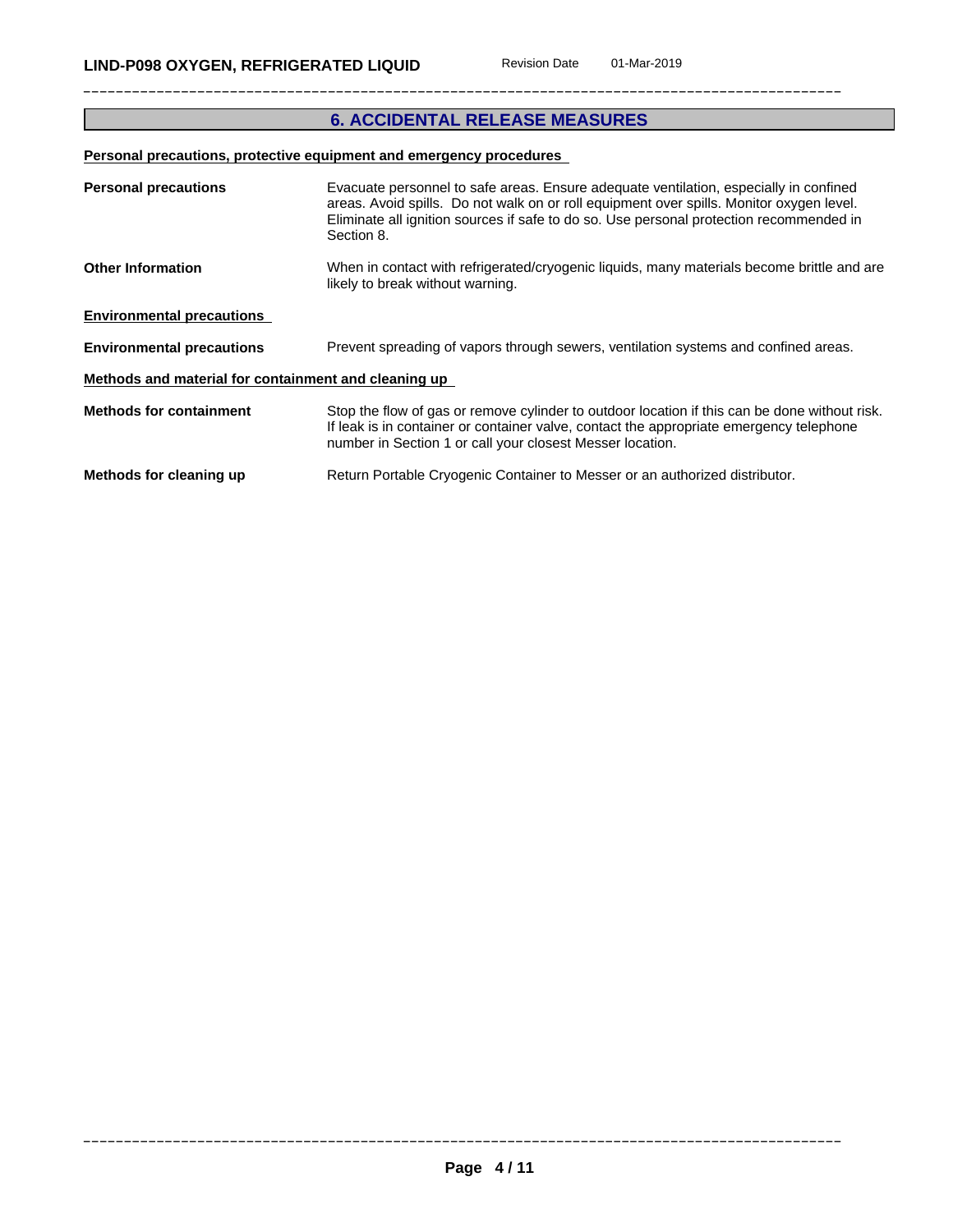## 6. ACCIDENTAL RELEASE MEASURES

**Personal precautions, protective equipment and emergency procedures**

**Personal precautions** Evacuate personnel to safe areas. Ensure adequate ventilation, especially in confined areas. Avoid spills. Do not walk on or roll equipment over spills. Monitor oxygen level. Eliminate all ignition sources if safe to do so. Use personal protection recommended in Section 8.

**Other Information** When in contact with refrigerated/cryogenic liquids, many materials become brittle and are likely to break without warning.

**Environmental precautions**

**Environmental precautions** Prevent spreading of vapors through sewers, ventilation systems and confined areas.

**Methods and material for containment and cleaning up**

**Methods for containment** Stop the flow of gas or remove cylinder to outdoor location if this can be done without risk. If leak is in container or container valve, contact the appropriate emergency telephone number in Section 1 or call your closest Messer location.

**Methods for cleaning up** Return Portable Cryogenic Container to Messer or an authorized distributor.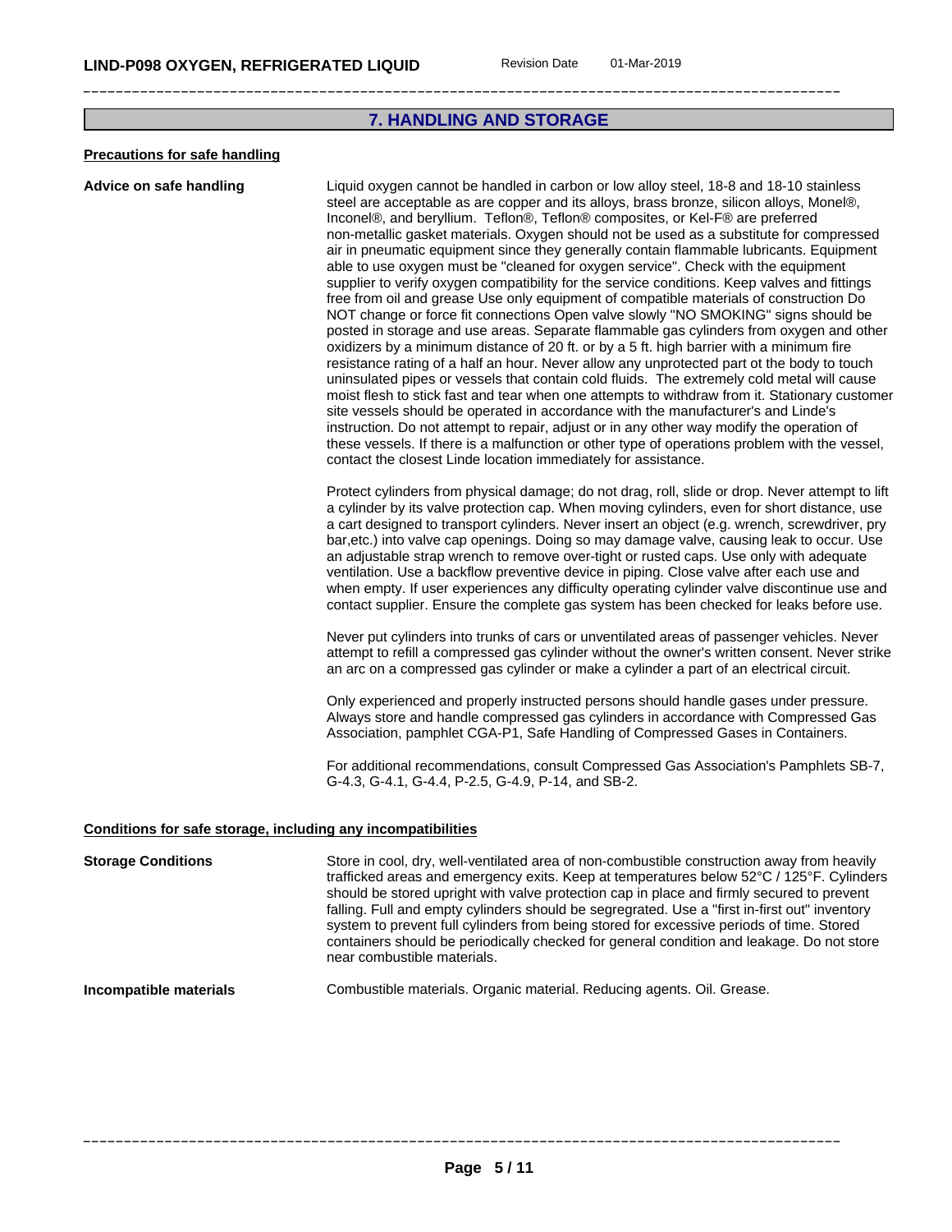## 7. HANDLING AND STORAGE

### Precautions for safe handling

**Advice on safe handling**

Liquid oxygen cannot be handled in carbon or low alloy steel, 18-8 and 18-10 stainless steel are acceptable as are copper and its alloys, brass bronze, silicon alloys, Monel®, Inconel®, and beryllium. Teflon®, Teflon® composites, or Kel-F® are preferred non-metallic gasket materials. Oxygen should not be used as a substitute for compressed air in pneumatic equipment since they generally contain flammable lubricants. Equipment able to use oxygen must be "cleaned for oxygen service". Check with the equipment supplier to verify oxygen compatibility for the service conditions. Keep valves and fittings free from oil and grease Use only equipment of compatible materials of construction Do NOT change or force fit connections Open valve slowly "NO SMOKING" signs should be posted in storage and use areas. Separate flammable gas cylinders from oxygen and other oxidizers by a minimum distance of 20 ft. or by a 5 ft. high barrier with a minimum fire resistance rating of a half an hour. Never allow any unprotected part ot the body to touch uninsulated pipes or vessels that contain cold fluids. The extremely cold metal will cause moist flesh to stick fast and tear when one attempts to withdraw from it. Stationary customer site vessels should be operated in accordance with the manufacturer's and Linde's instruction. Do not attempt to repair, adjust or in any other way modify the operation of these vessels. If there is a malfunction or other type of operations problem with the vessel, contact the closest Linde location immediately for assistance.

Protect cylinders from physical damage; do not drag, roll, slide or drop. Never attempt to lift a cylinder by its valve protection cap. When moving cylinders, even for short distance, use a cart designed to transport cylinders. Never insert an object (e.g. wrench, screwdriver, pry bar,etc.) into valve cap openings. Doing so may damage valve, causing leak to occur. Use an adjustable strap wrench to remove over-tight or rusted caps. Use only with adequate ventilation. Use a backflow preventive device in piping. Close valve after each use and when empty. If user experiences any difficulty operating cylinder valve discontinue use and contact supplier. Ensure the complete gas system has been checked for leaks before use.

Never put cylinders into trunks of cars or unventilated areas of passenger vehicles. Never attempt to refill a compressed gas cylinder without the owner's written consent. Never strike an arc on a compressed gas cylinder or make a cylinder a part of an electrical circuit.

Only experienced and properly instructed persons should handle gases under pressure. Always store and handle compressed gas cylinders in accordance with Compressed Gas Association, pamphlet CGA-P1, Safe Handling of Compressed Gases in Containers.

For additional recommendations, consult Compressed Gas Association's Pamphlets SB-7, G-4.3, G-4.1, G-4.4, P-2.5, G-4.9, P-14, and SB-2.

### Conditions for safe storage, including any incompatibilities

**Storage Conditions**

Store in cool, dry, well-ventilated area of non-combustible construction away from heavily trafficked areas and emergency exits. Keep at temperatures below 52°C / 125°F. Cylinders should be stored upright with valve protection cap in place and firmly secured to prevent falling. Full and empty cylinders should be segregrated. Use a "first in-first out" inventory system to prevent full cylinders from being stored for excessive periods of time. Stored containers should be periodically checked for general condition and leakage. Do not store near combustible materials.

**Incompatible materials**

Combustible materials. Organic material. Reducing agents. Oil. Grease.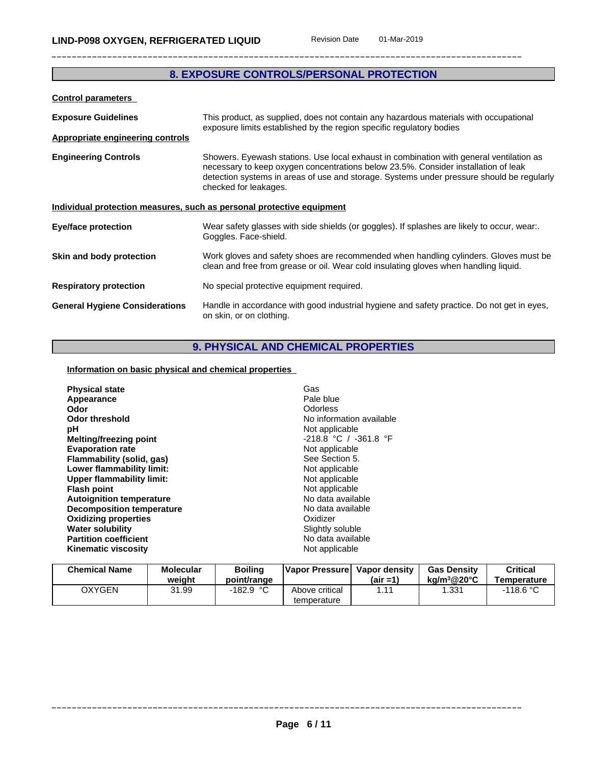## 8. EXPOSURE CONTROLS/PERSONAL PROTECTION

### Control parameters

**Exposure Guidelines** This product, as supplied, does not contain any hazardous materials with occupational exposure limits established by the region specific regulatory bodies

### Appropriate engineering controls

**Engineering Controls** Showers. Eyewash stations. Use local exhaust in combination with general ventilation as necessary to keep oxygen concentrations below 23.5%. Consider installation of leak detection systems in areas of use and storage. Systems under pressure should be regularly checked for leakages.

### Individual protection measures, such as personal protective equipment

**Eye/face protection** Wear safety glasses with side shields (or goggles). If splashes are likely to occur, wear:. Goggles. Face-shield.

**Skin and body protection** Work gloves and safety shoes are recommended when handling cylinders. Gloves must be clean and free from grease or oil. Wear cold insulating gloves when handling liquid.

**Respiratory protection** No special protective equipment required.

**General Hygiene Considerations** Handle in accordance with good industrial hygiene and safety practice. Do not get in eyes, on skin, or on clothing.

## 9. PHYSICAL AND CHEMICAL PROPERTIES

### Information on basic physical and chemical properties

| | |
|---|---|
| **Physical state** | Gas |
| **Appearance** | Pale blue |
| **Odor** | Odorless |
| **Odor threshold** | No information available |
| **pH** | Not applicable |
| **Melting/freezing point** | -218.8 °C / -361.8 °F |
| **Evaporation rate** | Not applicable |
| **Flammability (solid, gas)** | See Section 5. |
| **Lower flammability limit:** | Not applicable |
| **Upper flammability limit:** | Not applicable |
| **Flash point** | Not applicable |
| **Autoignition temperature** | No data available |
| **Decomposition temperature** | No data available |
| **Oxidizing properties** | Oxidizer |
| **Water solubility** | Slightly soluble |
| **Partition coefficient** | No data available |
| **Kinematic viscosity** | Not applicable |

| Chemical Name | Molecular weight | Boiling point/range | Vapor Pressure | Vapor density (air =1) | Gas Density kg/m³@20°C | Critical Temperature |
|---|---|---|---|---|---|---|
| OXYGEN | 31.99 | -182.9 °C | Above critical temperature | 1.11 | 1.331 | -118.6 °C |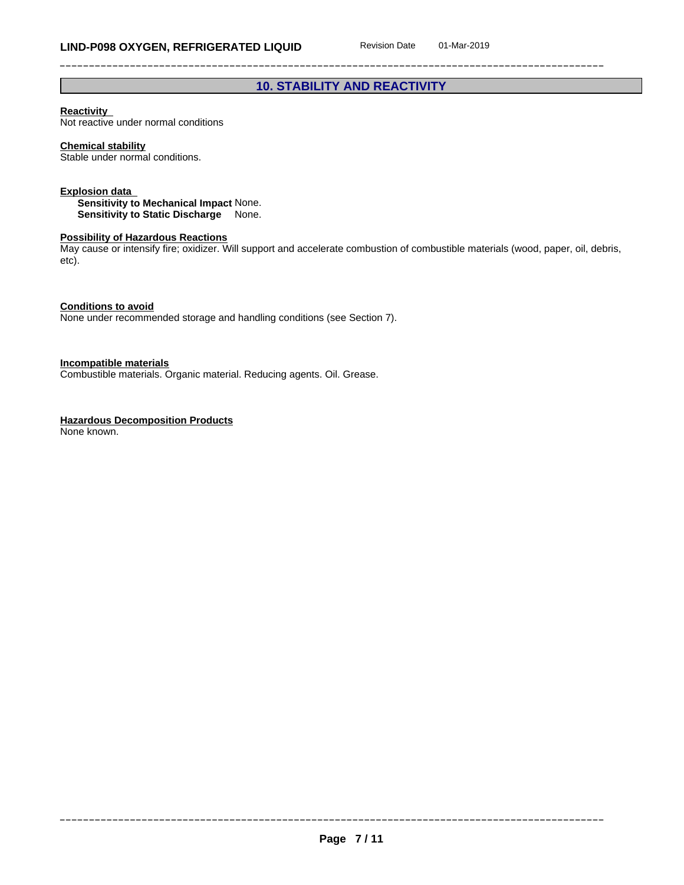## 10. STABILITY AND REACTIVITY

**Reactivity**
Not reactive under normal conditions

**Chemical stability**
Stable under normal conditions.

**Explosion data**

**Sensitivity to Mechanical Impact** None.
**Sensitivity to Static Discharge** None.

**Possibility of Hazardous Reactions**
May cause or intensify fire; oxidizer. Will support and accelerate combustion of combustible materials (wood, paper, oil, debris, etc).

**Conditions to avoid**
None under recommended storage and handling conditions (see Section 7).

**Incompatible materials**
Combustible materials. Organic material. Reducing agents. Oil. Grease.

**Hazardous Decomposition Products**
None known.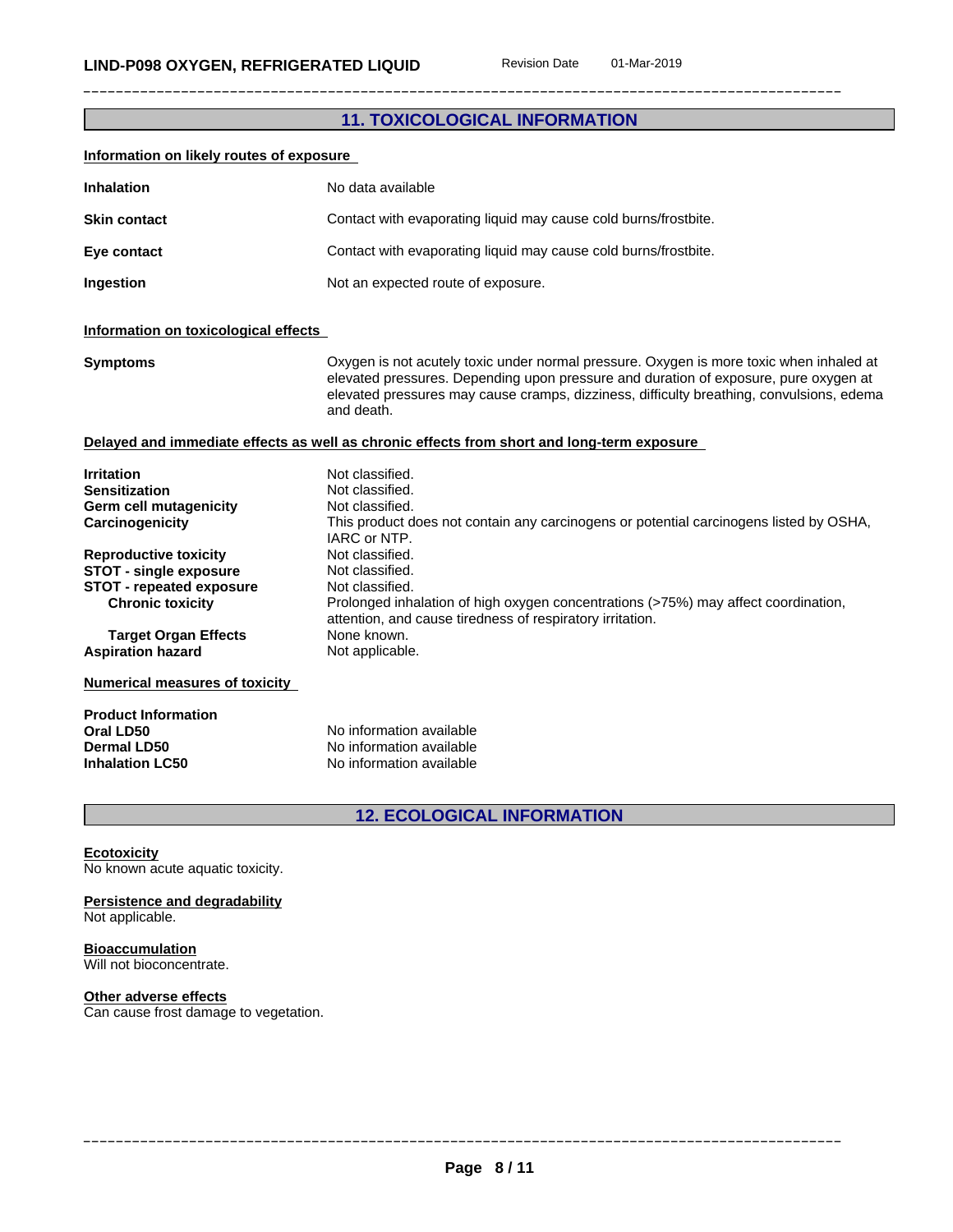## 11. TOXICOLOGICAL INFORMATION

**Information on likely routes of exposure**

| | |
|---|---|
| **Inhalation** | No data available |
| **Skin contact** | Contact with evaporating liquid may cause cold burns/frostbite. |
| **Eye contact** | Contact with evaporating liquid may cause cold burns/frostbite. |
| **Ingestion** | Not an expected route of exposure. |

**Information on toxicological effects**

| | |
|---|---|
| **Symptoms** | Oxygen is not acutely toxic under normal pressure. Oxygen is more toxic when inhaled at elevated pressures. Depending upon pressure and duration of exposure, pure oxygen at elevated pressures may cause cramps, dizziness, difficulty breathing, convulsions, edema and death. |

**Delayed and immediate effects as well as chronic effects from short and long-term exposure**

| | |
|---|---|
| **Irritation** | Not classified. |
| **Sensitization** | Not classified. |
| **Germ cell mutagenicity** | Not classified. |
| **Carcinogenicity** | This product does not contain any carcinogens or potential carcinogens listed by OSHA, IARC or NTP. |
| **Reproductive toxicity** | Not classified. |
| **STOT - single exposure** | Not classified. |
| **STOT - repeated exposure** | Not classified. |
| **Chronic toxicity** | Prolonged inhalation of high oxygen concentrations (>75%) may affect coordination, attention, and cause tiredness of respiratory irritation. |
| **Target Organ Effects** | None known. |
| **Aspiration hazard** | Not applicable. |

**Numerical measures of toxicity**

**Product Information**

| | |
|---|---|
| **Oral LD50** | No information available |
| **Dermal LD50** | No information available |
| **Inhalation LC50** | No information available |

## 12. ECOLOGICAL INFORMATION

**Ecotoxicity**
No known acute aquatic toxicity.

**Persistence and degradability**
Not applicable.

**Bioaccumulation**
Will not bioconcentrate.

**Other adverse effects**
Can cause frost damage to vegetation.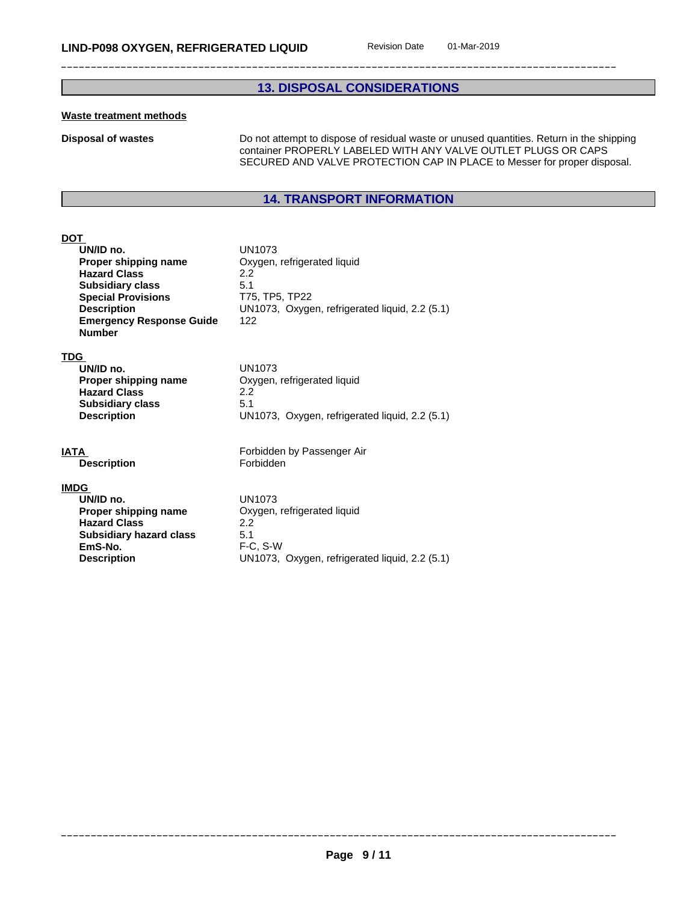## 13. DISPOSAL CONSIDERATIONS

**Waste treatment methods**

**Disposal of wastes** Do not attempt to dispose of residual waste or unused quantities. Return in the shipping container PROPERLY LABELED WITH ANY VALVE OUTLET PLUGS OR CAPS SECURED AND VALVE PROTECTION CAP IN PLACE to Messer for proper disposal.

## 14. TRANSPORT INFORMATION

**DOT**

| | |
|---|---|
| **UN/ID no.** | UN1073 |
| **Proper shipping name** | Oxygen, refrigerated liquid |
| **Hazard Class** | 2.2 |
| **Subsidiary class** | 5.1 |
| **Special Provisions** | T75, TP5, TP22 |
| **Description** | UN1073, Oxygen, refrigerated liquid, 2.2 (5.1) |
| **Emergency Response Guide Number** | 122 |

**TDG**

| | |
|---|---|
| **UN/ID no.** | UN1073 |
| **Proper shipping name** | Oxygen, refrigerated liquid |
| **Hazard Class** | 2.2 |
| **Subsidiary class** | 5.1 |
| **Description** | UN1073, Oxygen, refrigerated liquid, 2.2 (5.1) |

**IATA** Forbidden by Passenger Air

| | |
|---|---|
| **Description** | Forbidden |

**IMDG**

| | |
|---|---|
| **UN/ID no.** | UN1073 |
| **Proper shipping name** | Oxygen, refrigerated liquid |
| **Hazard Class** | 2.2 |
| **Subsidiary hazard class** | 5.1 |
| **EmS-No.** | F-C, S-W |
| **Description** | UN1073, Oxygen, refrigerated liquid, 2.2 (5.1) |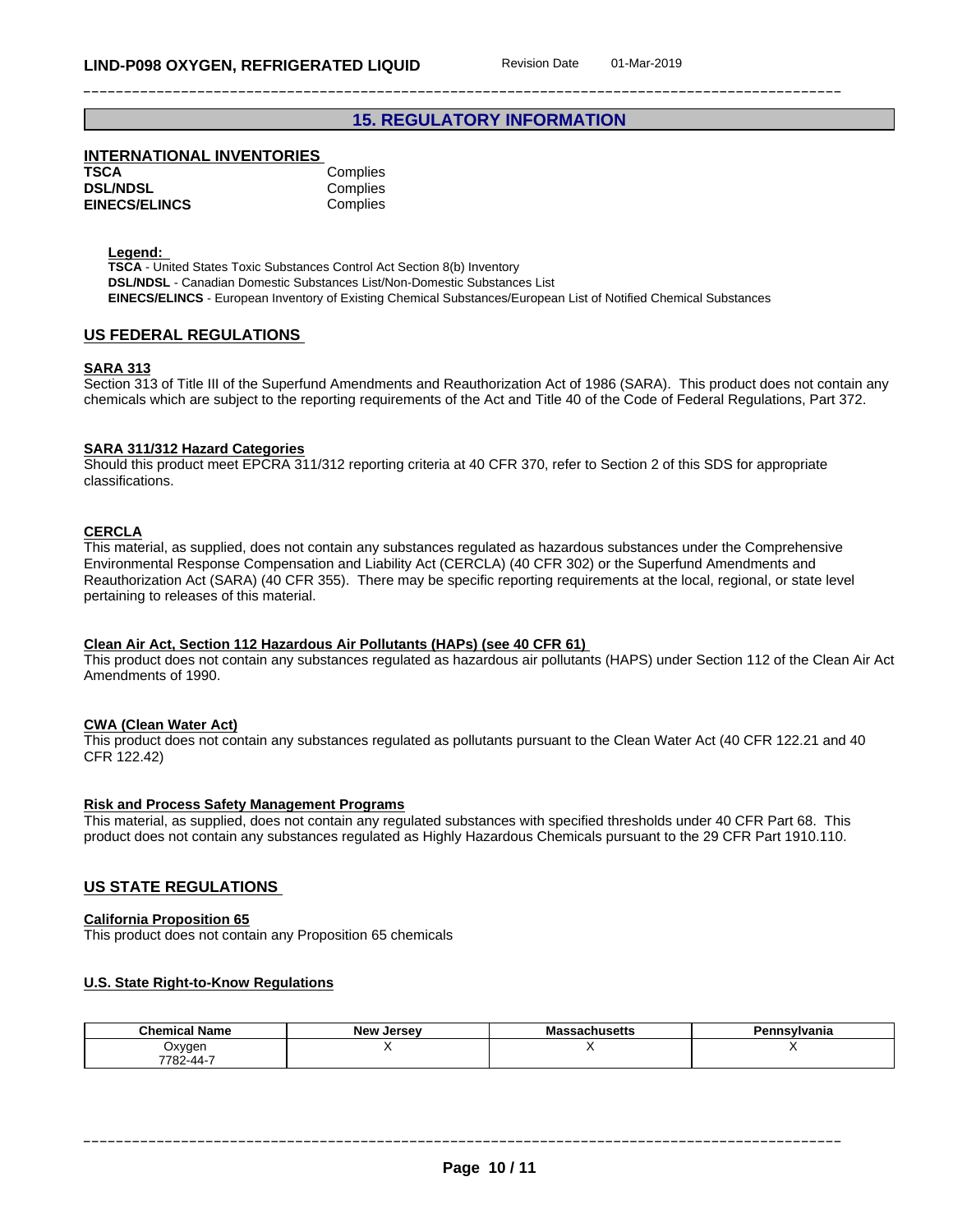## 15. REGULATORY INFORMATION

### INTERNATIONAL INVENTORIES

| | |
|---|---|
| **TSCA** | Complies |
| **DSL/NDSL** | Complies |
| **EINECS/ELINCS** | Complies |

**Legend:**
**TSCA** - United States Toxic Substances Control Act Section 8(b) Inventory
**DSL/NDSL** - Canadian Domestic Substances List/Non-Domestic Substances List
**EINECS/ELINCS** - European Inventory of Existing Chemical Substances/European List of Notified Chemical Substances

### US FEDERAL REGULATIONS

**SARA 313**
Section 313 of Title III of the Superfund Amendments and Reauthorization Act of 1986 (SARA). This product does not contain any chemicals which are subject to the reporting requirements of the Act and Title 40 of the Code of Federal Regulations, Part 372.

**SARA 311/312 Hazard Categories**
Should this product meet EPCRA 311/312 reporting criteria at 40 CFR 370, refer to Section 2 of this SDS for appropriate classifications.

**CERCLA**
This material, as supplied, does not contain any substances regulated as hazardous substances under the Comprehensive Environmental Response Compensation and Liability Act (CERCLA) (40 CFR 302) or the Superfund Amendments and Reauthorization Act (SARA) (40 CFR 355). There may be specific reporting requirements at the local, regional, or state level pertaining to releases of this material.

**Clean Air Act, Section 112 Hazardous Air Pollutants (HAPs) (see 40 CFR 61)**
This product does not contain any substances regulated as hazardous air pollutants (HAPS) under Section 112 of the Clean Air Act Amendments of 1990.

**CWA (Clean Water Act)**
This product does not contain any substances regulated as pollutants pursuant to the Clean Water Act (40 CFR 122.21 and 40 CFR 122.42)

**Risk and Process Safety Management Programs**
This material, as supplied, does not contain any regulated substances with specified thresholds under 40 CFR Part 68. This product does not contain any substances regulated as Highly Hazardous Chemicals pursuant to the 29 CFR Part 1910.110.

### US STATE REGULATIONS

**California Proposition 65**
This product does not contain any Proposition 65 chemicals

**U.S. State Right-to-Know Regulations**

| Chemical Name | New Jersey | Massachusetts | Pennsylvania |
|---|---|---|---|
| Oxygen 7782-44-7 | X | X | X |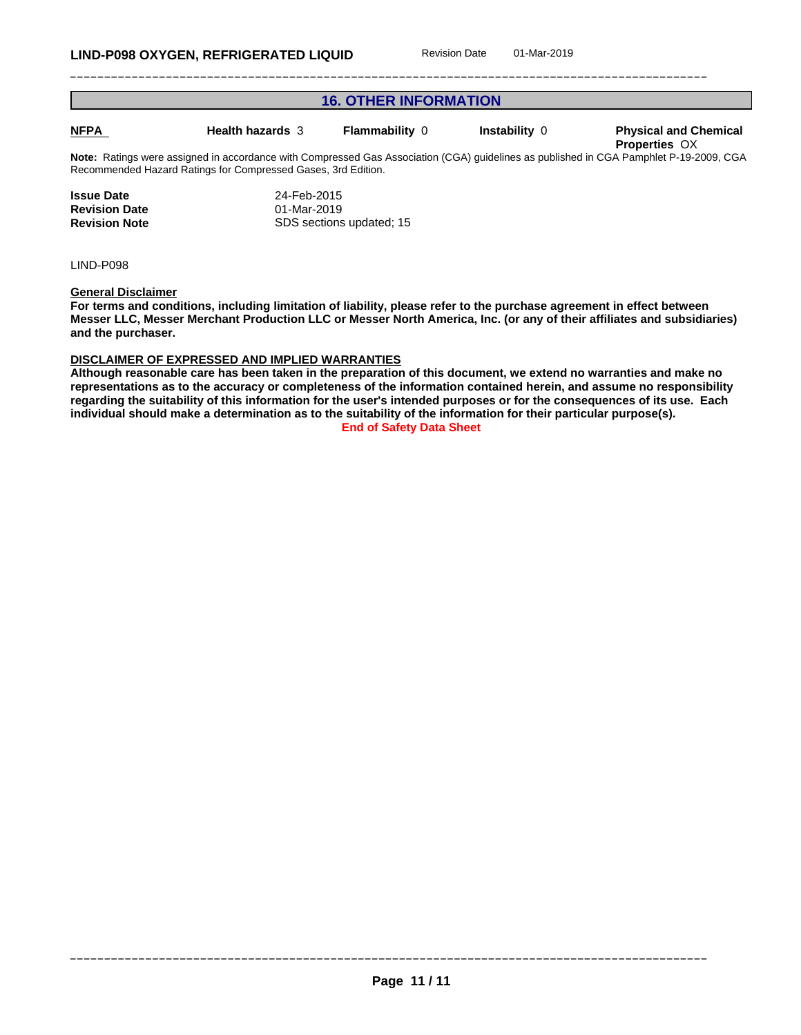## 16. OTHER INFORMATION

| NFPA | Health hazards 3 | Flammability 0 | Instability 0 | Physical and Chemical Properties OX |
|---|---|---|---|---|

**Note:** Ratings were assigned in accordance with Compressed Gas Association (CGA) guidelines as published in CGA Pamphlet P-19-2009, CGA Recommended Hazard Ratings for Compressed Gases, 3rd Edition.

| | |
|---|---|
| **Issue Date** | 24-Feb-2015 |
| **Revision Date** | 01-Mar-2019 |
| **Revision Note** | SDS sections updated; 15 |

LIND-P098

**General Disclaimer**

**For terms and conditions, including limitation of liability, please refer to the purchase agreement in effect between Messer LLC, Messer Merchant Production LLC or Messer North America, Inc. (or any of their affiliates and subsidiaries) and the purchaser.**

**DISCLAIMER OF EXPRESSED AND IMPLIED WARRANTIES**

**Although reasonable care has been taken in the preparation of this document, we extend no warranties and make no representations as to the accuracy or completeness of the information contained herein, and assume no responsibility regarding the suitability of this information for the user's intended purposes or for the consequences of its use. Each individual should make a determination as to the suitability of the information for their particular purpose(s).**

**End of Safety Data Sheet**